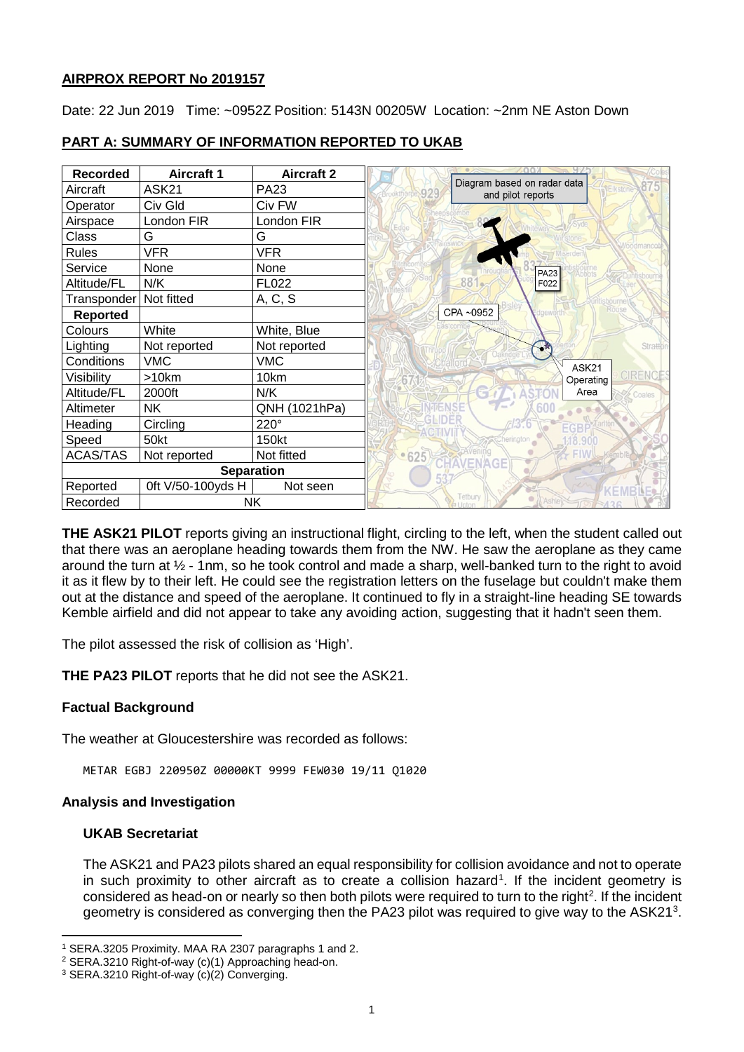**AIRPROX REPORT No 2019157**

Date: 22 Jun 2019 Time: ~0952Z Position: 5143N 00205W Location: ~2nm NE Aston Down

## PART A: SUMMARY OF INFORMATION REPORTED TO UKAB

| Recorded | Aircraft 1 | Aircraft 2 |
|---|---|---|
| Aircraft | ASK21 | PA23 |
| Operator | Civ Gld | Civ FW |
| Airspace | London FIR | London FIR |
| Class | G | G |
| Rules | VFR | VFR |
| Service | None | None |
| Altitude/FL | N/K | FL022 |
| Transponder | Not fitted | A, C, S |
| **Reported** | | |
| Colours | White | White, Blue |
| Lighting | Not reported | Not reported |
| Conditions | VMC | VMC |
| Visibility | >10km | 10km |
| Altitude/FL | 2000ft | N/K |
| Altimeter | NK | QNH (1021hPa) |
| Heading | Circling | 220° |
| Speed | 50kt | 150kt |
| ACAS/TAS | Not reported | Not fitted |
| **Separation** | | |
| Reported | 0ft V/50-100yds H | Not seen |
| Recorded | NK | |

Diagram based on radar data and pilot reports

**THE ASK21 PILOT** reports giving an instructional flight, circling to the left, when the student called out that there was an aeroplane heading towards them from the NW. He saw the aeroplane as they came around the turn at ½ - 1nm, so he took control and made a sharp, well-banked turn to the right to avoid it as it flew by to their left. He could see the registration letters on the fuselage but couldn't make them out at the distance and speed of the aeroplane. It continued to fly in a straight-line heading SE towards Kemble airfield and did not appear to take any avoiding action, suggesting that it hadn't seen them.

The pilot assessed the risk of collision as 'High'.

**THE PA23 PILOT** reports that he did not see the ASK21.

### Factual Background

The weather at Gloucestershire was recorded as follows:

```
METAR EGBJ 220950Z 00000KT 9999 FEW030 19/11 Q1020
```

### Analysis and Investigation

#### UKAB Secretariat

The ASK21 and PA23 pilots shared an equal responsibility for collision avoidance and not to operate in such proximity to other aircraft as to create a collision hazard[1]. If the incident geometry is considered as head-on or nearly so then both pilots were required to turn to the right[2]. If the incident geometry is considered as converging then the PA23 pilot was required to give way to the ASK21[3].

[1] SERA.3205 Proximity. MAA RA 2307 paragraphs 1 and 2.

[2] SERA.3210 Right-of-way (c)(1) Approaching head-on.

[3] SERA.3210 Right-of-way (c)(2) Converging.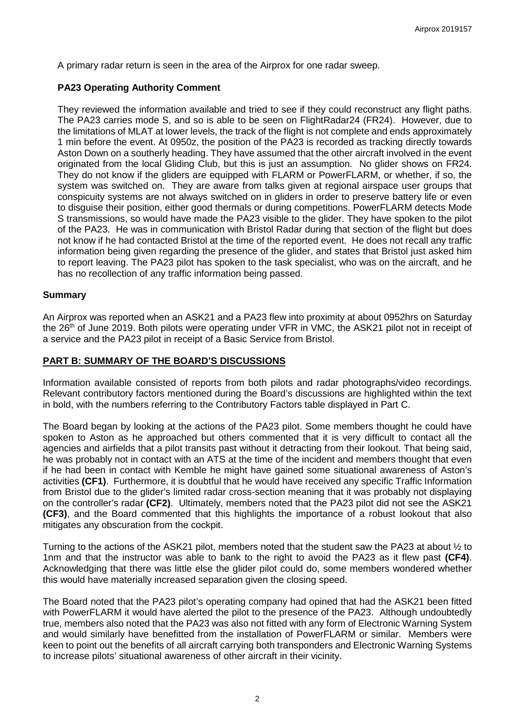A primary radar return is seen in the area of the Airprox for one radar sweep.

### PA23 Operating Authority Comment

They reviewed the information available and tried to see if they could reconstruct any flight paths. The PA23 carries mode S, and so is able to be seen on FlightRadar24 (FR24). However, due to the limitations of MLAT at lower levels, the track of the flight is not complete and ends approximately 1 min before the event. At 0950z, the position of the PA23 is recorded as tracking directly towards Aston Down on a southerly heading. They have assumed that the other aircraft involved in the event originated from the local Gliding Club, but this is just an assumption. No glider shows on FR24. They do not know if the gliders are equipped with FLARM or PowerFLARM, or whether, if so, the system was switched on. They are aware from talks given at regional airspace user groups that conspicuity systems are not always switched on in gliders in order to preserve battery life or even to disguise their position, either good thermals or during competitions. PowerFLARM detects Mode S transmissions, so would have made the PA23 visible to the glider. They have spoken to the pilot of the PA23. He was in communication with Bristol Radar during that section of the flight but does not know if he had contacted Bristol at the time of the reported event. He does not recall any traffic information being given regarding the presence of the glider, and states that Bristol just asked him to report leaving. The PA23 pilot has spoken to the task specialist, who was on the aircraft, and he has no recollection of any traffic information being passed.

## Summary

An Airprox was reported when an ASK21 and a PA23 flew into proximity at about 0952hrs on Saturday the 26th of June 2019. Both pilots were operating under VFR in VMC, the ASK21 pilot not in receipt of a service and the PA23 pilot in receipt of a Basic Service from Bristol.

## PART B: SUMMARY OF THE BOARD'S DISCUSSIONS

Information available consisted of reports from both pilots and radar photographs/video recordings. Relevant contributory factors mentioned during the Board's discussions are highlighted within the text in bold, with the numbers referring to the Contributory Factors table displayed in Part C.

The Board began by looking at the actions of the PA23 pilot. Some members thought he could have spoken to Aston as he approached but others commented that it is very difficult to contact all the agencies and airfields that a pilot transits past without it detracting from their lookout. That being said, he was probably not in contact with an ATS at the time of the incident and members thought that even if he had been in contact with Kemble he might have gained some situational awareness of Aston's activities **(CF1)**. Furthermore, it is doubtful that he would have received any specific Traffic Information from Bristol due to the glider's limited radar cross-section meaning that it was probably not displaying on the controller's radar **(CF2)**. Ultimately, members noted that the PA23 pilot did not see the ASK21 **(CF3)**, and the Board commented that this highlights the importance of a robust lookout that also mitigates any obscuration from the cockpit.

Turning to the actions of the ASK21 pilot, members noted that the student saw the PA23 at about ½ to 1nm and that the instructor was able to bank to the right to avoid the PA23 as it flew past **(CF4)**. Acknowledging that there was little else the glider pilot could do, some members wondered whether this would have materially increased separation given the closing speed.

The Board noted that the PA23 pilot's operating company had opined that had the ASK21 been fitted with PowerFLARM it would have alerted the pilot to the presence of the PA23. Although undoubtedly true, members also noted that the PA23 was also not fitted with any form of Electronic Warning System and would similarly have benefitted from the installation of PowerFLARM or similar. Members were keen to point out the benefits of all aircraft carrying both transponders and Electronic Warning Systems to increase pilots' situational awareness of other aircraft in their vicinity.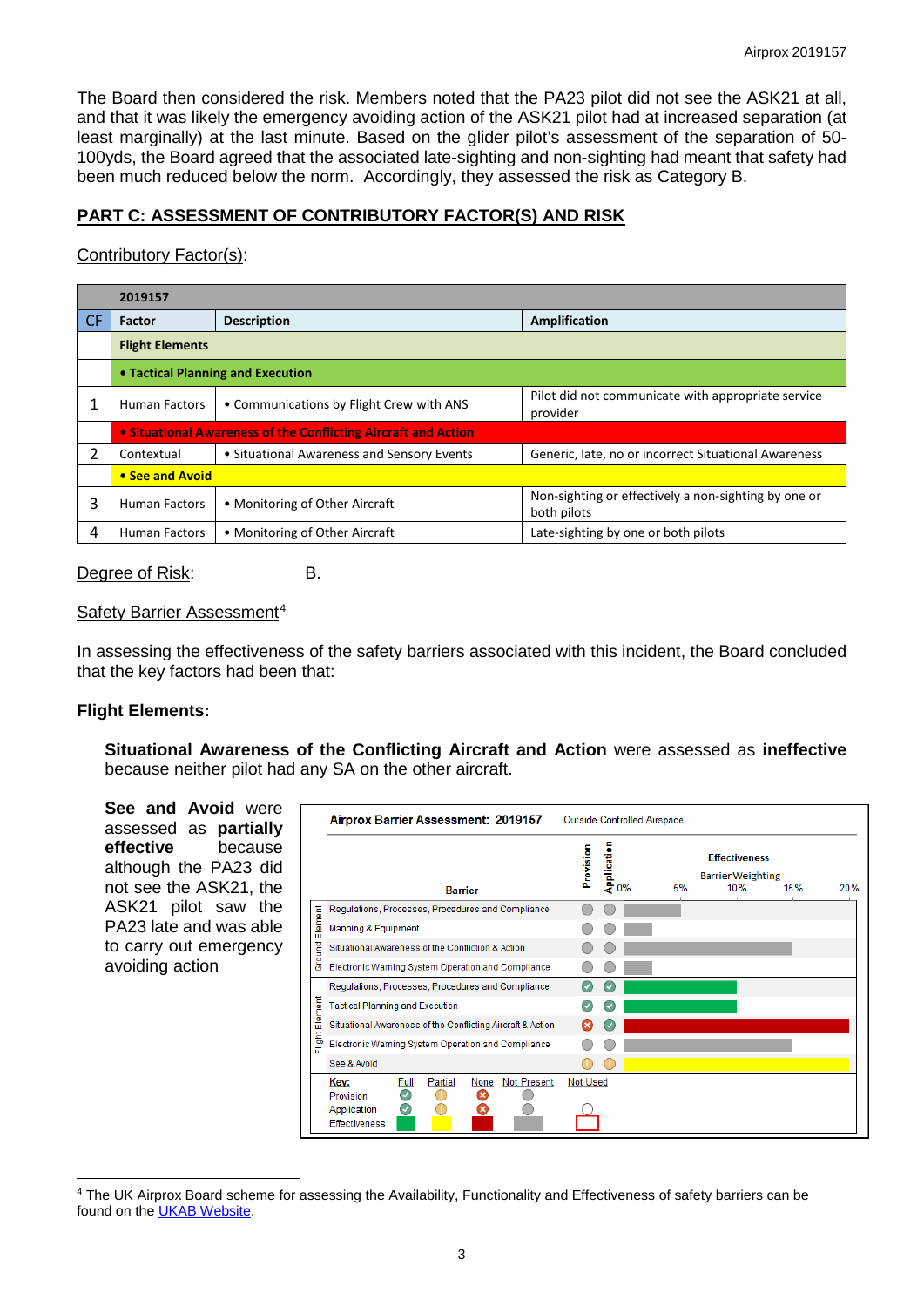The Board then considered the risk. Members noted that the PA23 pilot did not see the ASK21 at all, and that it was likely the emergency avoiding action of the ASK21 pilot had at increased separation (at least marginally) at the last minute. Based on the glider pilot's assessment of the separation of 50-100yds, the Board agreed that the associated late-sighting and non-sighting had meant that safety had been much reduced below the norm. Accordingly, they assessed the risk as Category B.

## PART C: ASSESSMENT OF CONTRIBUTORY FACTOR(S) AND RISK

Contributory Factor(s):

| | 2019157 | | |
|---|---|---|---|
| CF | Factor | Description | Amplification |
| | **Flight Elements** | | |
| | **• Tactical Planning and Execution** | | |
| 1 | Human Factors | • Communications by Flight Crew with ANS | Pilot did not communicate with appropriate service provider |
| | **• Situational Awareness of the Conflicting Aircraft and Action** | | |
| 2 | Contextual | • Situational Awareness and Sensory Events | Generic, late, no or incorrect Situational Awareness |
| | **• See and Avoid** | | |
| 3 | Human Factors | • Monitoring of Other Aircraft | Non-sighting or effectively a non-sighting by one or both pilots |
| 4 | Human Factors | • Monitoring of Other Aircraft | Late-sighting by one or both pilots |

Degree of Risk: B.

Safety Barrier Assessment[4]

In assessing the effectiveness of the safety barriers associated with this incident, the Board concluded that the key factors had been that:

**Flight Elements:**

**Situational Awareness of the Conflicting Aircraft and Action** were assessed as **ineffective** because neither pilot had any SA on the other aircraft.

**See and Avoid** were assessed as **partially effective** because although the PA23 did not see the ASK21, the ASK21 pilot saw the PA23 late and was able to carry out emergency avoiding action

Airprox Barrier Assessment: 2019157
Outside Controlled Airspace

Barrier
Provision
Application
Effectiveness
Barrier Weighting
0% 5% 10% 15% 20%

Ground Element
Regulations, Processes, Procedures and Compliance
Manning & Equipment
Situational Awareness of the Confliction & Action
Electronic Warning System Operation and Compliance

Flight Element
Regulations, Processes, Procedures and Compliance
Tactical Planning and Execution
Situational Awareness of the Conflicting Aircraft & Action
Electronic Warning System Operation and Compliance
See & Avoid

Key: Full Partial None Not Present Not Used
Provision
Application
Effectiveness

---

[4] The UK Airprox Board scheme for assessing the Availability, Functionality and Effectiveness of safety barriers can be found on the UKAB Website.